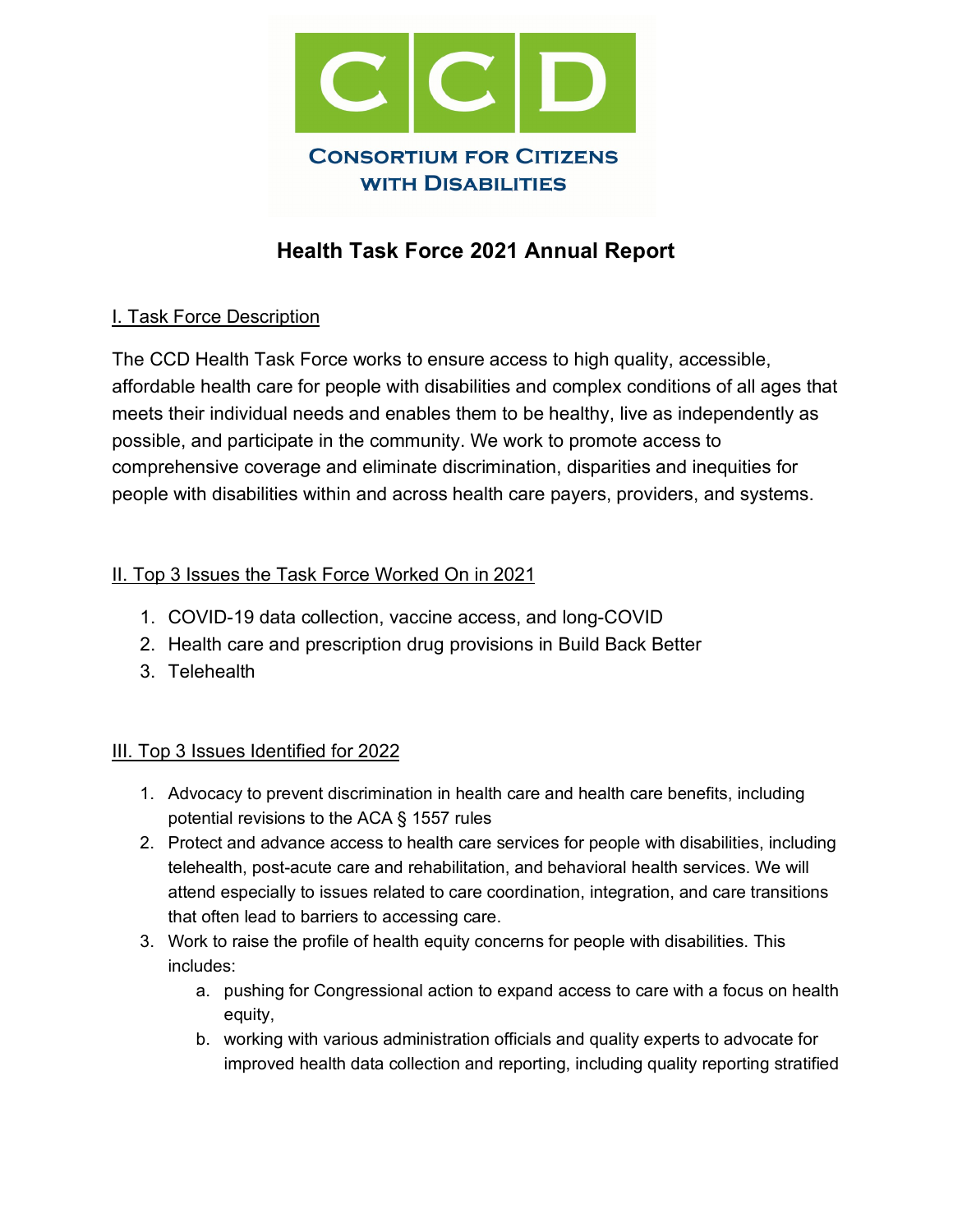CCD

CONSORTIUM FOR CITIZENS WITH DISABILITIES

# Health Task Force 2021 Annual Report

## I. Task Force Description

The CCD Health Task Force works to ensure access to high quality, accessible, affordable health care for people with disabilities and complex conditions of all ages that meets their individual needs and enables them to be healthy, live as independently as possible, and participate in the community. We work to promote access to comprehensive coverage and eliminate discrimination, disparities and inequities for people with disabilities within and across health care payers, providers, and systems.

## II. Top 3 Issues the Task Force Worked On in 2021

1. COVID-19 data collection, vaccine access, and long-COVID
2. Health care and prescription drug provisions in Build Back Better
3. Telehealth

## III. Top 3 Issues Identified for 2022

1. Advocacy to prevent discrimination in health care and health care benefits, including potential revisions to the ACA § 1557 rules
2. Protect and advance access to health care services for people with disabilities, including telehealth, post-acute care and rehabilitation, and behavioral health services. We will attend especially to issues related to care coordination, integration, and care transitions that often lead to barriers to accessing care.
3. Work to raise the profile of health equity concerns for people with disabilities. This includes:
   a. pushing for Congressional action to expand access to care with a focus on health equity,
   b. working with various administration officials and quality experts to advocate for improved health data collection and reporting, including quality reporting stratified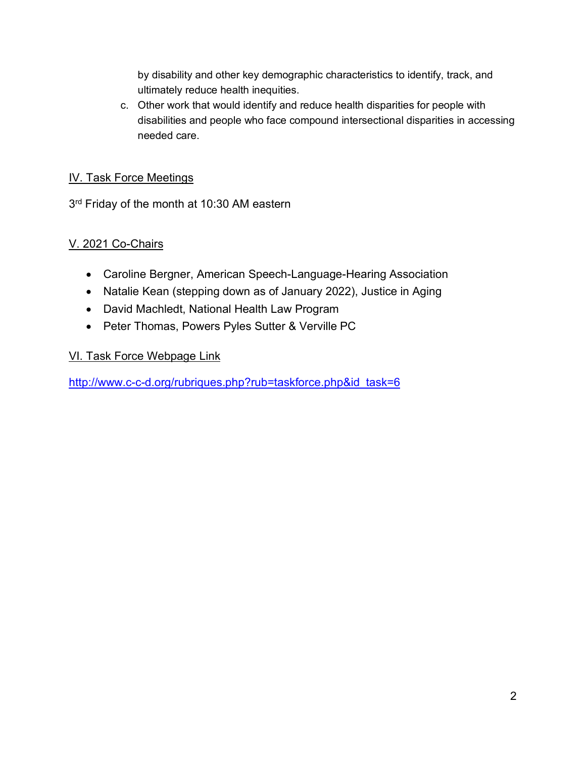by disability and other key demographic characteristics to identify, track, and ultimately reduce health inequities.

c. Other work that would identify and reduce health disparities for people with disabilities and people who face compound intersectional disparities in accessing needed care.

## IV. Task Force Meetings

3rd Friday of the month at 10:30 AM eastern

## V. 2021 Co-Chairs

- Caroline Bergner, American Speech-Language-Hearing Association
- Natalie Kean (stepping down as of January 2022), Justice in Aging
- David Machledt, National Health Law Program
- Peter Thomas, Powers Pyles Sutter & Verville PC

## VI. Task Force Webpage Link

http://www.c-c-d.org/rubriques.php?rub=taskforce.php&id_task=6